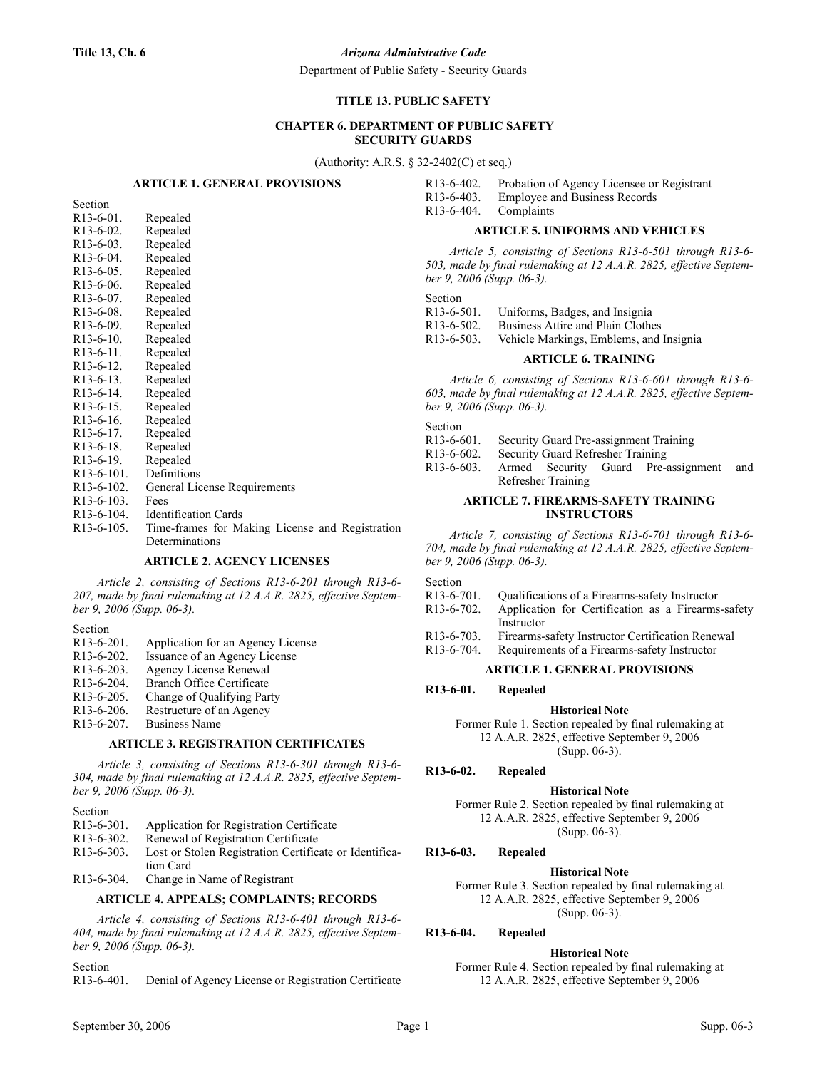# TITLE 13. PUBLIC SAFETY

## CHAPTER 6. DEPARTMENT OF PUBLIC SAFETY SECURITY GUARDS

(Authority: A.R.S. § 32-2402(C) et seq.)

### ARTICLE 1. GENERAL PROVISIONS

Section
R13-6-01. Repealed
R13-6-02. Repealed
R13-6-03. Repealed
R13-6-04. Repealed
R13-6-05. Repealed
R13-6-06. Repealed
R13-6-07. Repealed
R13-6-08. Repealed
R13-6-09. Repealed
R13-6-10. Repealed
R13-6-11. Repealed
R13-6-12. Repealed
R13-6-13. Repealed
R13-6-14. Repealed
R13-6-15. Repealed
R13-6-16. Repealed
R13-6-17. Repealed
R13-6-18. Repealed
R13-6-19. Repealed
R13-6-101. Definitions
R13-6-102. General License Requirements
R13-6-103. Fees
R13-6-104. Identification Cards
R13-6-105. Time-frames for Making License and Registration Determinations

### ARTICLE 2. AGENCY LICENSES

*Article 2, consisting of Sections R13-6-201 through R13-6-207, made by final rulemaking at 12 A.A.R. 2825, effective September 9, 2006 (Supp. 06-3).*

Section
R13-6-201. Application for an Agency License
R13-6-202. Issuance of an Agency License
R13-6-203. Agency License Renewal
R13-6-204. Branch Office Certificate
R13-6-205. Change of Qualifying Party
R13-6-206. Restructure of an Agency
R13-6-207. Business Name

### ARTICLE 3. REGISTRATION CERTIFICATES

*Article 3, consisting of Sections R13-6-301 through R13-6-304, made by final rulemaking at 12 A.A.R. 2825, effective September 9, 2006 (Supp. 06-3).*

Section
R13-6-301. Application for Registration Certificate
R13-6-302. Renewal of Registration Certificate
R13-6-303. Lost or Stolen Registration Certificate or Identification Card
R13-6-304. Change in Name of Registrant

### ARTICLE 4. APPEALS; COMPLAINTS; RECORDS

*Article 4, consisting of Sections R13-6-401 through R13-6-404, made by final rulemaking at 12 A.A.R. 2825, effective September 9, 2006 (Supp. 06-3).*

Section
R13-6-401. Denial of Agency License or Registration Certificate
R13-6-402. Probation of Agency Licensee or Registrant
R13-6-403. Employee and Business Records
R13-6-404. Complaints

### ARTICLE 5. UNIFORMS AND VEHICLES

*Article 5, consisting of Sections R13-6-501 through R13-6-503, made by final rulemaking at 12 A.A.R. 2825, effective September 9, 2006 (Supp. 06-3).*

Section
R13-6-501. Uniforms, Badges, and Insignia
R13-6-502. Business Attire and Plain Clothes
R13-6-503. Vehicle Markings, Emblems, and Insignia

### ARTICLE 6. TRAINING

*Article 6, consisting of Sections R13-6-601 through R13-6-603, made by final rulemaking at 12 A.A.R. 2825, effective September 9, 2006 (Supp. 06-3).*

Section
R13-6-601. Security Guard Pre-assignment Training
R13-6-602. Security Guard Refresher Training
R13-6-603. Armed Security Guard Pre-assignment and Refresher Training

### ARTICLE 7. FIREARMS-SAFETY TRAINING INSTRUCTORS

*Article 7, consisting of Sections R13-6-701 through R13-6-704, made by final rulemaking at 12 A.A.R. 2825, effective September 9, 2006 (Supp. 06-3).*

Section
R13-6-701. Qualifications of a Firearms-safety Instructor
R13-6-702. Application for Certification as a Firearms-safety Instructor
R13-6-703. Firearms-safety Instructor Certification Renewal
R13-6-704. Requirements of a Firearms-safety Instructor

### ARTICLE 1. GENERAL PROVISIONS

**R13-6-01. Repealed**

**Historical Note**

Former Rule 1. Section repealed by final rulemaking at 12 A.A.R. 2825, effective September 9, 2006 (Supp. 06-3).

**R13-6-02. Repealed**

**Historical Note**

Former Rule 2. Section repealed by final rulemaking at 12 A.A.R. 2825, effective September 9, 2006 (Supp. 06-3).

**R13-6-03. Repealed**

**Historical Note**

Former Rule 3. Section repealed by final rulemaking at 12 A.A.R. 2825, effective September 9, 2006 (Supp. 06-3).

**R13-6-04. Repealed**

**Historical Note**

Former Rule 4. Section repealed by final rulemaking at 12 A.A.R. 2825, effective September 9, 2006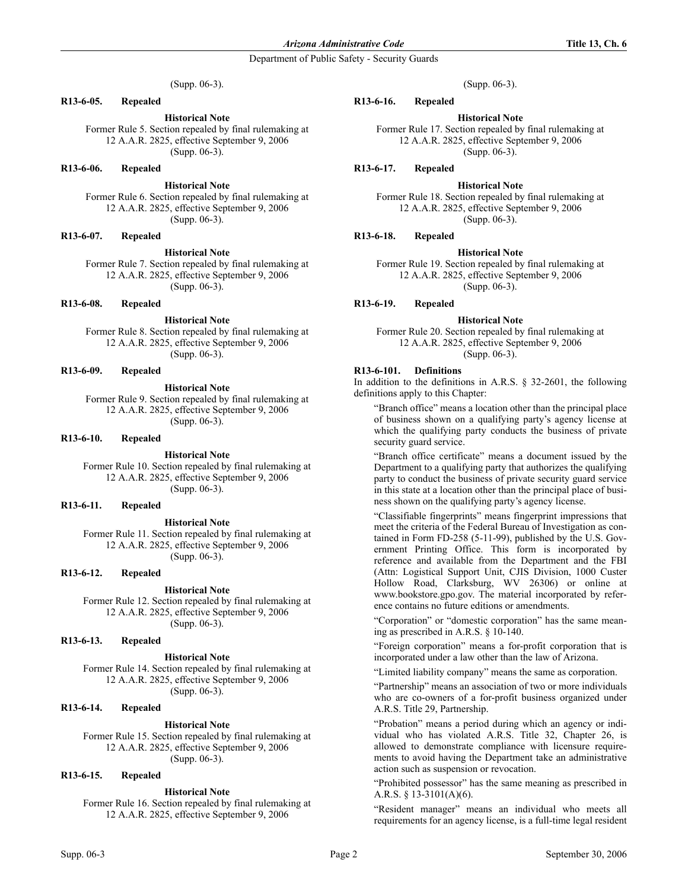(Supp. 06-3).

**R13-6-05. Repealed**

**Historical Note**

Former Rule 5. Section repealed by final rulemaking at 12 A.A.R. 2825, effective September 9, 2006 (Supp. 06-3).

**R13-6-06. Repealed**

**Historical Note**

Former Rule 6. Section repealed by final rulemaking at 12 A.A.R. 2825, effective September 9, 2006 (Supp. 06-3).

**R13-6-07. Repealed**

**Historical Note**

Former Rule 7. Section repealed by final rulemaking at 12 A.A.R. 2825, effective September 9, 2006 (Supp. 06-3).

**R13-6-08. Repealed**

**Historical Note**

Former Rule 8. Section repealed by final rulemaking at 12 A.A.R. 2825, effective September 9, 2006 (Supp. 06-3).

**R13-6-09. Repealed**

**Historical Note**

Former Rule 9. Section repealed by final rulemaking at 12 A.A.R. 2825, effective September 9, 2006 (Supp. 06-3).

**R13-6-10. Repealed**

**Historical Note**

Former Rule 10. Section repealed by final rulemaking at 12 A.A.R. 2825, effective September 9, 2006 (Supp. 06-3).

**R13-6-11. Repealed**

**Historical Note**

Former Rule 11. Section repealed by final rulemaking at 12 A.A.R. 2825, effective September 9, 2006 (Supp. 06-3).

**R13-6-12. Repealed**

**Historical Note**

Former Rule 12. Section repealed by final rulemaking at 12 A.A.R. 2825, effective September 9, 2006 (Supp. 06-3).

**R13-6-13. Repealed**

**Historical Note**

Former Rule 14. Section repealed by final rulemaking at 12 A.A.R. 2825, effective September 9, 2006 (Supp. 06-3).

**R13-6-14. Repealed**

**Historical Note**

Former Rule 15. Section repealed by final rulemaking at 12 A.A.R. 2825, effective September 9, 2006 (Supp. 06-3).

**R13-6-15. Repealed**

**Historical Note**

Former Rule 16. Section repealed by final rulemaking at 12 A.A.R. 2825, effective September 9, 2006 (Supp. 06-3).

**R13-6-16. Repealed**

**Historical Note**

Former Rule 17. Section repealed by final rulemaking at 12 A.A.R. 2825, effective September 9, 2006 (Supp. 06-3).

**R13-6-17. Repealed**

**Historical Note**

Former Rule 18. Section repealed by final rulemaking at 12 A.A.R. 2825, effective September 9, 2006 (Supp. 06-3).

**R13-6-18. Repealed**

**Historical Note**

Former Rule 19. Section repealed by final rulemaking at 12 A.A.R. 2825, effective September 9, 2006 (Supp. 06-3).

**R13-6-19. Repealed**

**Historical Note**

Former Rule 20. Section repealed by final rulemaking at 12 A.A.R. 2825, effective September 9, 2006 (Supp. 06-3).

**R13-6-101. Definitions**

In addition to the definitions in A.R.S. § 32-2601, the following definitions apply to this Chapter:

"Branch office" means a location other than the principal place of business shown on a qualifying party's agency license at which the qualifying party conducts the business of private security guard service.

"Branch office certificate" means a document issued by the Department to a qualifying party that authorizes the qualifying party to conduct the business of private security guard service in this state at a location other than the principal place of business shown on the qualifying party's agency license.

"Classifiable fingerprints" means fingerprint impressions that meet the criteria of the Federal Bureau of Investigation as contained in Form FD-258 (5-11-99), published by the U.S. Government Printing Office. This form is incorporated by reference and available from the Department and the FBI (Attn: Logistical Support Unit, CJIS Division, 1000 Custer Hollow Road, Clarksburg, WV 26306) or online at www.bookstore.gpo.gov. The material incorporated by reference contains no future editions or amendments.

"Corporation" or "domestic corporation" has the same meaning as prescribed in A.R.S. § 10-140.

"Foreign corporation" means a for-profit corporation that is incorporated under a law other than the law of Arizona.

"Limited liability company" means the same as corporation.

"Partnership" means an association of two or more individuals who are co-owners of a for-profit business organized under A.R.S. Title 29, Partnership.

"Probation" means a period during which an agency or individual who has violated A.R.S. Title 32, Chapter 26, is allowed to demonstrate compliance with licensure requirements to avoid having the Department take an administrative action such as suspension or revocation.

"Prohibited possessor" has the same meaning as prescribed in A.R.S. § 13-3101(A)(6).

"Resident manager" means an individual who meets all requirements for an agency license, is a full-time legal resident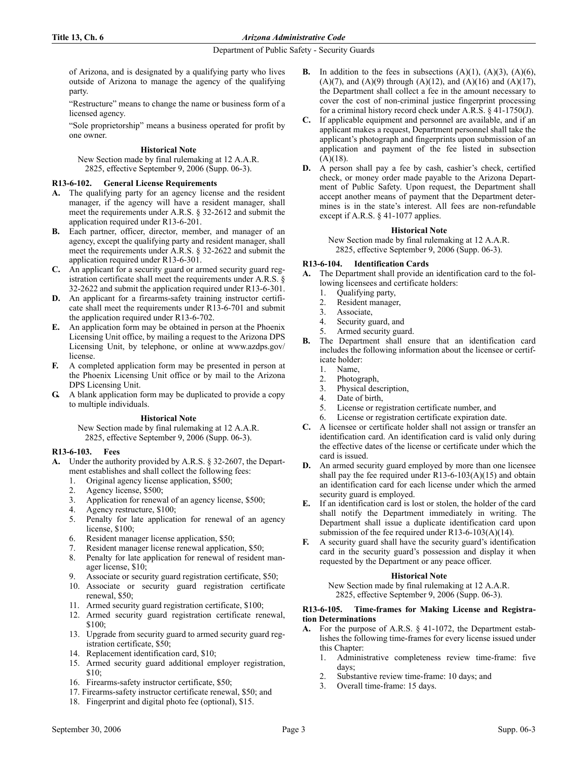of Arizona, and is designated by a qualifying party who lives outside of Arizona to manage the agency of the qualifying party.

"Restructure" means to change the name or business form of a licensed agency.

"Sole proprietorship" means a business operated for profit by one owner.

**Historical Note**

New Section made by final rulemaking at 12 A.A.R. 2825, effective September 9, 2006 (Supp. 06-3).

### R13-6-102. General License Requirements

**A.** The qualifying party for an agency license and the resident manager, if the agency will have a resident manager, shall meet the requirements under A.R.S. § 32-2612 and submit the application required under R13-6-201.

**B.** Each partner, officer, director, member, and manager of an agency, except the qualifying party and resident manager, shall meet the requirements under A.R.S. § 32-2622 and submit the application required under R13-6-301.

**C.** An applicant for a security guard or armed security guard registration certificate shall meet the requirements under A.R.S. § 32-2622 and submit the application required under R13-6-301.

**D.** An applicant for a firearms-safety training instructor certificate shall meet the requirements under R13-6-701 and submit the application required under R13-6-702.

**E.** An application form may be obtained in person at the Phoenix Licensing Unit office, by mailing a request to the Arizona DPS Licensing Unit, by telephone, or online at www.azdps.gov/license.

**F.** A completed application form may be presented in person at the Phoenix Licensing Unit office or by mail to the Arizona DPS Licensing Unit.

**G.** A blank application form may be duplicated to provide a copy to multiple individuals.

**Historical Note**

New Section made by final rulemaking at 12 A.A.R. 2825, effective September 9, 2006 (Supp. 06-3).

### R13-6-103. Fees

**A.** Under the authority provided by A.R.S. § 32-2607, the Department establishes and shall collect the following fees:
1. Original agency license application, $500;
2. Agency license, $500;
3. Application for renewal of an agency license, $500;
4. Agency restructure, $100;
5. Penalty for late application for renewal of an agency license, $100;
6. Resident manager license application, $50;
7. Resident manager license renewal application, $50;
8. Penalty for late application for renewal of resident manager license, $10;
9. Associate or security guard registration certificate, $50;
10. Associate or security guard registration certificate renewal, $50;
11. Armed security guard registration certificate, $100;
12. Armed security guard registration certificate renewal, $100;
13. Upgrade from security guard to armed security guard registration certificate, $50;
14. Replacement identification card, $10;
15. Armed security guard additional employer registration, $10;
16. Firearms-safety instructor certificate, $50;
17. Firearms-safety instructor certificate renewal, $50; and
18. Fingerprint and digital photo fee (optional), $15.

**B.** In addition to the fees in subsections (A)(1), (A)(3), (A)(6), (A)(7), and (A)(9) through (A)(12), and (A)(16) and (A)(17), the Department shall collect a fee in the amount necessary to cover the cost of non-criminal justice fingerprint processing for a criminal history record check under A.R.S. § 41-1750(J).

**C.** If applicable equipment and personnel are available, and if an applicant makes a request, Department personnel shall take the applicant's photograph and fingerprints upon submission of an application and payment of the fee listed in subsection (A)(18).

**D.** A person shall pay a fee by cash, cashier's check, certified check, or money order made payable to the Arizona Department of Public Safety. Upon request, the Department shall accept another means of payment that the Department determines is in the state's interest. All fees are non-refundable except if A.R.S. § 41-1077 applies.

**Historical Note**

New Section made by final rulemaking at 12 A.A.R. 2825, effective September 9, 2006 (Supp. 06-3).

### R13-6-104. Identification Cards

**A.** The Department shall provide an identification card to the following licensees and certificate holders:
1. Qualifying party,
2. Resident manager,
3. Associate,
4. Security guard, and
5. Armed security guard.

**B.** The Department shall ensure that an identification card includes the following information about the licensee or certificate holder:
1. Name,
2. Photograph,
3. Physical description,
4. Date of birth,
5. License or registration certificate number, and
6. License or registration certificate expiration date.

**C.** A licensee or certificate holder shall not assign or transfer an identification card. An identification card is valid only during the effective dates of the license or certificate under which the card is issued.

**D.** An armed security guard employed by more than one licensee shall pay the fee required under R13-6-103(A)(15) and obtain an identification card for each license under which the armed security guard is employed.

**E.** If an identification card is lost or stolen, the holder of the card shall notify the Department immediately in writing. The Department shall issue a duplicate identification card upon submission of the fee required under R13-6-103(A)(14).

**F.** A security guard shall have the security guard's identification card in the security guard's possession and display it when requested by the Department or any peace officer.

**Historical Note**

New Section made by final rulemaking at 12 A.A.R. 2825, effective September 9, 2006 (Supp. 06-3).

### R13-6-105. Time-frames for Making License and Registration Determinations

**A.** For the purpose of A.R.S. § 41-1072, the Department establishes the following time-frames for every license issued under this Chapter:
1. Administrative completeness review time-frame: five days;
2. Substantive review time-frame: 10 days; and
3. Overall time-frame: 15 days.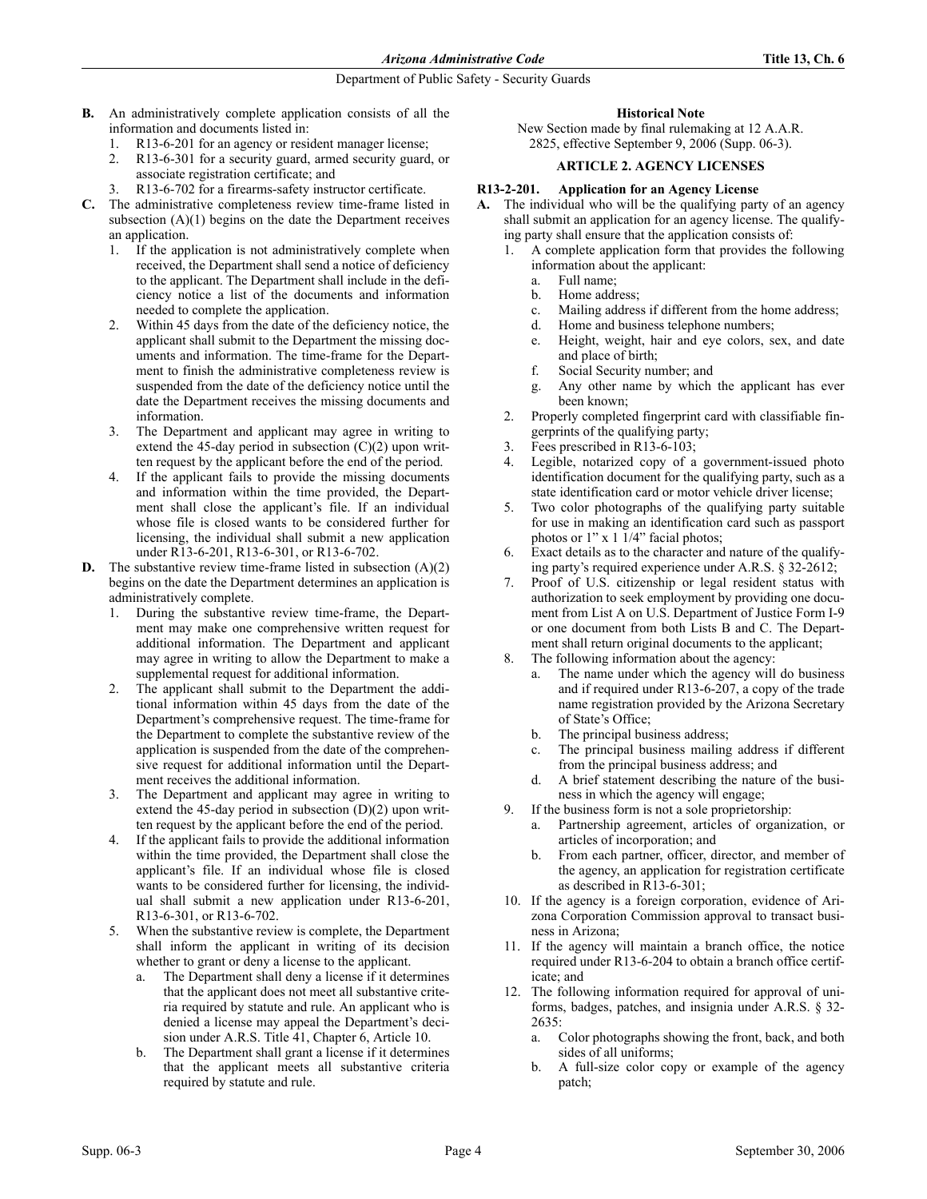**B.** An administratively complete application consists of all the information and documents listed in:

1. R13-6-201 for an agency or resident manager license;
2. R13-6-301 for a security guard, armed security guard, or associate registration certificate; and
3. R13-6-702 for a firearms-safety instructor certificate.

**C.** The administrative completeness review time-frame listed in subsection (A)(1) begins on the date the Department receives an application.

1. If the application is not administratively complete when received, the Department shall send a notice of deficiency to the applicant. The Department shall include in the deficiency notice a list of the documents and information needed to complete the application.
2. Within 45 days from the date of the deficiency notice, the applicant shall submit to the Department the missing documents and information. The time-frame for the Department to finish the administrative completeness review is suspended from the date of the deficiency notice until the date the Department receives the missing documents and information.
3. The Department and applicant may agree in writing to extend the 45-day period in subsection (C)(2) upon written request by the applicant before the end of the period.
4. If the applicant fails to provide the missing documents and information within the time provided, the Department shall close the applicant's file. If an individual whose file is closed wants to be considered further for licensing, the individual shall submit a new application under R13-6-201, R13-6-301, or R13-6-702.

**D.** The substantive review time-frame listed in subsection (A)(2) begins on the date the Department determines an application is administratively complete.

1. During the substantive review time-frame, the Department may make one comprehensive written request for additional information. The Department and applicant may agree in writing to allow the Department to make a supplemental request for additional information.
2. The applicant shall submit to the Department the additional information within 45 days from the date of the Department's comprehensive request. The time-frame for the Department to complete the substantive review of the application is suspended from the date of the comprehensive request for additional information until the Department receives the additional information.
3. The Department and applicant may agree in writing to extend the 45-day period in subsection (D)(2) upon written request by the applicant before the end of the period.
4. If the applicant fails to provide the additional information within the time provided, the Department shall close the applicant's file. If an individual whose file is closed wants to be considered further for licensing, the individual shall submit a new application under R13-6-201, R13-6-301, or R13-6-702.
5. When the substantive review is complete, the Department shall inform the applicant in writing of its decision whether to grant or deny a license to the applicant.
   a. The Department shall deny a license if it determines that the applicant does not meet all substantive criteria required by statute and rule. An applicant who is denied a license may appeal the Department's decision under A.R.S. Title 41, Chapter 6, Article 10.
   b. The Department shall grant a license if it determines that the applicant meets all substantive criteria required by statute and rule.

**Historical Note**

New Section made by final rulemaking at 12 A.A.R. 2825, effective September 9, 2006 (Supp. 06-3).

## ARTICLE 2. AGENCY LICENSES

### R13-2-201. Application for an Agency License

**A.** The individual who will be the qualifying party of an agency shall submit an application for an agency license. The qualifying party shall ensure that the application consists of:

1. A complete application form that provides the following information about the applicant:
   a. Full name;
   b. Home address;
   c. Mailing address if different from the home address;
   d. Home and business telephone numbers;
   e. Height, weight, hair and eye colors, sex, and date and place of birth;
   f. Social Security number; and
   g. Any other name by which the applicant has ever been known;
2. Properly completed fingerprint card with classifiable fingerprints of the qualifying party;
3. Fees prescribed in R13-6-103;
4. Legible, notarized copy of a government-issued photo identification document for the qualifying party, such as a state identification card or motor vehicle driver license;
5. Two color photographs of the qualifying party suitable for use in making an identification card such as passport photos or 1" x 1 1/4" facial photos;
6. Exact details as to the character and nature of the qualifying party's required experience under A.R.S. § 32-2612;
7. Proof of U.S. citizenship or legal resident status with authorization to seek employment by providing one document from List A on U.S. Department of Justice Form I-9 or one document from both Lists B and C. The Department shall return original documents to the applicant;
8. The following information about the agency:
   a. The name under which the agency will do business and if required under R13-6-207, a copy of the trade name registration provided by the Arizona Secretary of State's Office;
   b. The principal business address;
   c. The principal business mailing address if different from the principal business address; and
   d. A brief statement describing the nature of the business in which the agency will engage;
9. If the business form is not a sole proprietorship:
   a. Partnership agreement, articles of organization, or articles of incorporation; and
   b. From each partner, officer, director, and member of the agency, an application for registration certificate as described in R13-6-301;
10. If the agency is a foreign corporation, evidence of Arizona Corporation Commission approval to transact business in Arizona;
11. If the agency will maintain a branch office, the notice required under R13-6-204 to obtain a branch office certificate; and
12. The following information required for approval of uniforms, badges, patches, and insignia under A.R.S. § 32-2635:
    a. Color photographs showing the front, back, and both sides of all uniforms;
    b. A full-size color copy or example of the agency patch;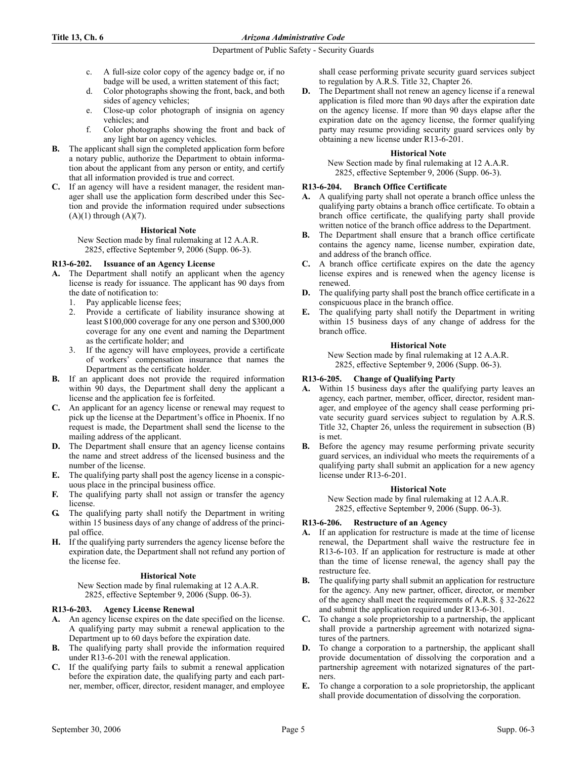c. A full-size color copy of the agency badge or, if no badge will be used, a written statement of this fact;

d. Color photographs showing the front, back, and both sides of agency vehicles;

e. Close-up color photograph of insignia on agency vehicles; and

f. Color photographs showing the front and back of any light bar on agency vehicles.

**B.** The applicant shall sign the completed application form before a notary public, authorize the Department to obtain information about the applicant from any person or entity, and certify that all information provided is true and correct.

**C.** If an agency will have a resident manager, the resident manager shall use the application form described under this Section and provide the information required under subsections (A)(1) through (A)(7).

**Historical Note**

New Section made by final rulemaking at 12 A.A.R. 2825, effective September 9, 2006 (Supp. 06-3).

**R13-6-202. Issuance of an Agency License**

**A.** The Department shall notify an applicant when the agency license is ready for issuance. The applicant has 90 days from the date of notification to:

1. Pay applicable license fees;
2. Provide a certificate of liability insurance showing at least $100,000 coverage for any one person and $300,000 coverage for any one event and naming the Department as the certificate holder; and
3. If the agency will have employees, provide a certificate of workers' compensation insurance that names the Department as the certificate holder.

**B.** If an applicant does not provide the required information within 90 days, the Department shall deny the applicant a license and the application fee is forfeited.

**C.** An applicant for an agency license or renewal may request to pick up the license at the Department's office in Phoenix. If no request is made, the Department shall send the license to the mailing address of the applicant.

**D.** The Department shall ensure that an agency license contains the name and street address of the licensed business and the number of the license.

**E.** The qualifying party shall post the agency license in a conspicuous place in the principal business office.

**F.** The qualifying party shall not assign or transfer the agency license.

**G.** The qualifying party shall notify the Department in writing within 15 business days of any change of address of the principal office.

**H.** If the qualifying party surrenders the agency license before the expiration date, the Department shall not refund any portion of the license fee.

**Historical Note**

New Section made by final rulemaking at 12 A.A.R. 2825, effective September 9, 2006 (Supp. 06-3).

**R13-6-203. Agency License Renewal**

**A.** An agency license expires on the date specified on the license. A qualifying party may submit a renewal application to the Department up to 60 days before the expiration date.

**B.** The qualifying party shall provide the information required under R13-6-201 with the renewal application.

**C.** If the qualifying party fails to submit a renewal application before the expiration date, the qualifying party and each partner, member, officer, director, resident manager, and employee shall cease performing private security guard services subject to regulation by A.R.S. Title 32, Chapter 26.

**D.** The Department shall not renew an agency license if a renewal application is filed more than 90 days after the expiration date on the agency license. If more than 90 days elapse after the expiration date on the agency license, the former qualifying party may resume providing security guard services only by obtaining a new license under R13-6-201.

**Historical Note**

New Section made by final rulemaking at 12 A.A.R. 2825, effective September 9, 2006 (Supp. 06-3).

**R13-6-204. Branch Office Certificate**

**A.** A qualifying party shall not operate a branch office unless the qualifying party obtains a branch office certificate. To obtain a branch office certificate, the qualifying party shall provide written notice of the branch office address to the Department.

**B.** The Department shall ensure that a branch office certificate contains the agency name, license number, expiration date, and address of the branch office.

**C.** A branch office certificate expires on the date the agency license expires and is renewed when the agency license is renewed.

**D.** The qualifying party shall post the branch office certificate in a conspicuous place in the branch office.

**E.** The qualifying party shall notify the Department in writing within 15 business days of any change of address for the branch office.

**Historical Note**

New Section made by final rulemaking at 12 A.A.R. 2825, effective September 9, 2006 (Supp. 06-3).

**R13-6-205. Change of Qualifying Party**

**A.** Within 15 business days after the qualifying party leaves an agency, each partner, member, officer, director, resident manager, and employee of the agency shall cease performing private security guard services subject to regulation by A.R.S. Title 32, Chapter 26, unless the requirement in subsection (B) is met.

**B.** Before the agency may resume performing private security guard services, an individual who meets the requirements of a qualifying party shall submit an application for a new agency license under R13-6-201.

**Historical Note**

New Section made by final rulemaking at 12 A.A.R. 2825, effective September 9, 2006 (Supp. 06-3).

**R13-6-206. Restructure of an Agency**

**A.** If an application for restructure is made at the time of license renewal, the Department shall waive the restructure fee in R13-6-103. If an application for restructure is made at other than the time of license renewal, the agency shall pay the restructure fee.

**B.** The qualifying party shall submit an application for restructure for the agency. Any new partner, officer, director, or member of the agency shall meet the requirements of A.R.S. § 32-2622 and submit the application required under R13-6-301.

**C.** To change a sole proprietorship to a partnership, the applicant shall provide a partnership agreement with notarized signatures of the partners.

**D.** To change a corporation to a partnership, the applicant shall provide documentation of dissolving the corporation and a partnership agreement with notarized signatures of the partners.

**E.** To change a corporation to a sole proprietorship, the applicant shall provide documentation of dissolving the corporation.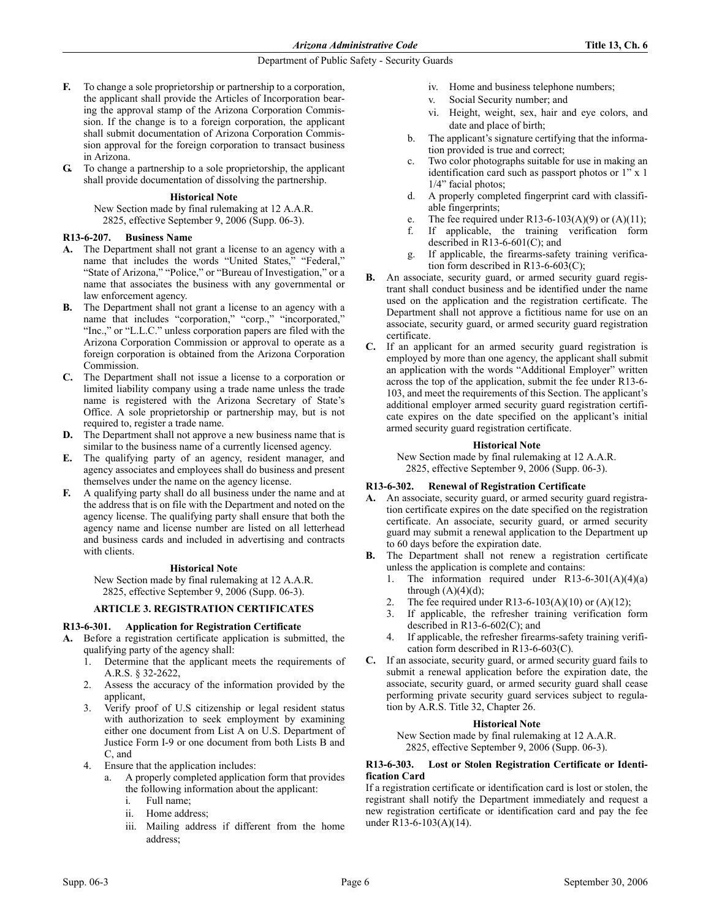**F.** To change a sole proprietorship or partnership to a corporation, the applicant shall provide the Articles of Incorporation bearing the approval stamp of the Arizona Corporation Commission. If the change is to a foreign corporation, the applicant shall submit documentation of Arizona Corporation Commission approval for the foreign corporation to transact business in Arizona.

**G.** To change a partnership to a sole proprietorship, the applicant shall provide documentation of dissolving the partnership.

**Historical Note**

New Section made by final rulemaking at 12 A.A.R. 2825, effective September 9, 2006 (Supp. 06-3).

### R13-6-207. Business Name

**A.** The Department shall not grant a license to an agency with a name that includes the words "United States," "Federal," "State of Arizona," "Police," or "Bureau of Investigation," or a name that associates the business with any governmental or law enforcement agency.

**B.** The Department shall not grant a license to an agency with a name that includes "corporation," "corp.," "incorporated," "Inc.," or "L.L.C." unless corporation papers are filed with the Arizona Corporation Commission or approval to operate as a foreign corporation is obtained from the Arizona Corporation Commission.

**C.** The Department shall not issue a license to a corporation or limited liability company using a trade name unless the trade name is registered with the Arizona Secretary of State's Office. A sole proprietorship or partnership may, but is not required to, register a trade name.

**D.** The Department shall not approve a new business name that is similar to the business name of a currently licensed agency.

**E.** The qualifying party of an agency, resident manager, and agency associates and employees shall do business and present themselves under the name on the agency license.

**F.** A qualifying party shall do all business under the name and at the address that is on file with the Department and noted on the agency license. The qualifying party shall ensure that both the agency name and license number are listed on all letterhead and business cards and included in advertising and contracts with clients.

**Historical Note**

New Section made by final rulemaking at 12 A.A.R. 2825, effective September 9, 2006 (Supp. 06-3).

## ARTICLE 3. REGISTRATION CERTIFICATES

### R13-6-301. Application for Registration Certificate

**A.** Before a registration certificate application is submitted, the qualifying party of the agency shall:

1. Determine that the applicant meets the requirements of A.R.S. § 32-2622,
2. Assess the accuracy of the information provided by the applicant,
3. Verify proof of U.S citizenship or legal resident status with authorization to seek employment by examining either one document from List A on U.S. Department of Justice Form I-9 or one document from both Lists B and C, and
4. Ensure that the application includes:
   a. A properly completed application form that provides the following information about the applicant:
      i. Full name;
      ii. Home address;
      iii. Mailing address if different from the home address;
      iv. Home and business telephone numbers;
      v. Social Security number; and
      vi. Height, weight, sex, hair and eye colors, and date and place of birth;
   b. The applicant's signature certifying that the information provided is true and correct;
   c. Two color photographs suitable for use in making an identification card such as passport photos or 1" x 1 1/4" facial photos;
   d. A properly completed fingerprint card with classifiable fingerprints;
   e. The fee required under R13-6-103(A)(9) or (A)(11);
   f. If applicable, the training verification form described in R13-6-601(C); and
   g. If applicable, the firearms-safety training verification form described in R13-6-603(C);

**B.** An associate, security guard, or armed security guard registrant shall conduct business and be identified under the name used on the application and the registration certificate. The Department shall not approve a fictitious name for use on an associate, security guard, or armed security guard registration certificate.

**C.** If an applicant for an armed security guard registration is employed by more than one agency, the applicant shall submit an application with the words "Additional Employer" written across the top of the application, submit the fee under R13-6-103, and meet the requirements of this Section. The applicant's additional employer armed security guard registration certificate expires on the date specified on the applicant's initial armed security guard registration certificate.

**Historical Note**

New Section made by final rulemaking at 12 A.A.R. 2825, effective September 9, 2006 (Supp. 06-3).

### R13-6-302. Renewal of Registration Certificate

**A.** An associate, security guard, or armed security guard registration certificate expires on the date specified on the registration certificate. An associate, security guard, or armed security guard may submit a renewal application to the Department up to 60 days before the expiration date.

**B.** The Department shall not renew a registration certificate unless the application is complete and contains:
1. The information required under R13-6-301(A)(4)(a) through (A)(4)(d);
2. The fee required under R13-6-103(A)(10) or (A)(12);
3. If applicable, the refresher training verification form described in R13-6-602(C); and
4. If applicable, the refresher firearms-safety training verification form described in R13-6-603(C).

**C.** If an associate, security guard, or armed security guard fails to submit a renewal application before the expiration date, the associate, security guard, or armed security guard shall cease performing private security guard services subject to regulation by A.R.S. Title 32, Chapter 26.

**Historical Note**

New Section made by final rulemaking at 12 A.A.R. 2825, effective September 9, 2006 (Supp. 06-3).

### R13-6-303. Lost or Stolen Registration Certificate or Identification Card

If a registration certificate or identification card is lost or stolen, the registrant shall notify the Department immediately and request a new registration certificate or identification card and pay the fee under R13-6-103(A)(14).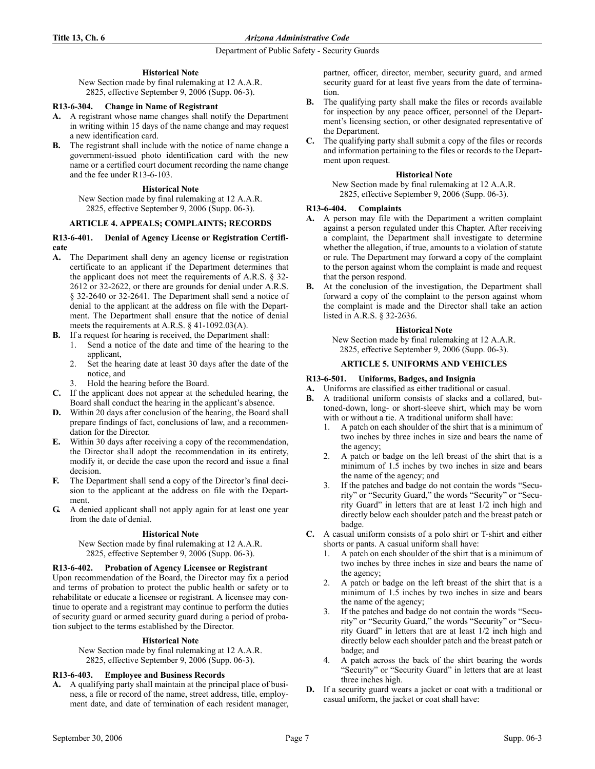**Historical Note**

New Section made by final rulemaking at 12 A.A.R. 2825, effective September 9, 2006 (Supp. 06-3).

**R13-6-304. Change in Name of Registrant**

**A.** A registrant whose name changes shall notify the Department in writing within 15 days of the name change and may request a new identification card.

**B.** The registrant shall include with the notice of name change a government-issued photo identification card with the new name or a certified court document recording the name change and the fee under R13-6-103.

**Historical Note**

New Section made by final rulemaking at 12 A.A.R. 2825, effective September 9, 2006 (Supp. 06-3).

## ARTICLE 4. APPEALS; COMPLAINTS; RECORDS

**R13-6-401. Denial of Agency License or Registration Certificate**

**A.** The Department shall deny an agency license or registration certificate to an applicant if the Department determines that the applicant does not meet the requirements of A.R.S. § 32-2612 or 32-2622, or there are grounds for denial under A.R.S. § 32-2640 or 32-2641. The Department shall send a notice of denial to the applicant at the address on file with the Department. The Department shall ensure that the notice of denial meets the requirements at A.R.S. § 41-1092.03(A).

**B.** If a request for hearing is received, the Department shall:
1. Send a notice of the date and time of the hearing to the applicant,
2. Set the hearing date at least 30 days after the date of the notice, and
3. Hold the hearing before the Board.

**C.** If the applicant does not appear at the scheduled hearing, the Board shall conduct the hearing in the applicant's absence.

**D.** Within 20 days after conclusion of the hearing, the Board shall prepare findings of fact, conclusions of law, and a recommendation for the Director.

**E.** Within 30 days after receiving a copy of the recommendation, the Director shall adopt the recommendation in its entirety, modify it, or decide the case upon the record and issue a final decision.

**F.** The Department shall send a copy of the Director's final decision to the applicant at the address on file with the Department.

**G.** A denied applicant shall not apply again for at least one year from the date of denial.

**Historical Note**

New Section made by final rulemaking at 12 A.A.R. 2825, effective September 9, 2006 (Supp. 06-3).

**R13-6-402. Probation of Agency Licensee or Registrant**

Upon recommendation of the Board, the Director may fix a period and terms of probation to protect the public health or safety or to rehabilitate or educate a licensee or registrant. A licensee may continue to operate and a registrant may continue to perform the duties of security guard or armed security guard during a period of probation subject to the terms established by the Director.

**Historical Note**

New Section made by final rulemaking at 12 A.A.R. 2825, effective September 9, 2006 (Supp. 06-3).

**R13-6-403. Employee and Business Records**

**A.** A qualifying party shall maintain at the principal place of business, a file or record of the name, street address, title, employment date, and date of termination of each resident manager, partner, officer, director, member, security guard, and armed security guard for at least five years from the date of termination.

**B.** The qualifying party shall make the files or records available for inspection by any peace officer, personnel of the Department's licensing section, or other designated representative of the Department.

**C.** The qualifying party shall submit a copy of the files or records and information pertaining to the files or records to the Department upon request.

**Historical Note**

New Section made by final rulemaking at 12 A.A.R. 2825, effective September 9, 2006 (Supp. 06-3).

**R13-6-404. Complaints**

**A.** A person may file with the Department a written complaint against a person regulated under this Chapter. After receiving a complaint, the Department shall investigate to determine whether the allegation, if true, amounts to a violation of statute or rule. The Department may forward a copy of the complaint to the person against whom the complaint is made and request that the person respond.

**B.** At the conclusion of the investigation, the Department shall forward a copy of the complaint to the person against whom the complaint is made and the Director shall take an action listed in A.R.S. § 32-2636.

**Historical Note**

New Section made by final rulemaking at 12 A.A.R. 2825, effective September 9, 2006 (Supp. 06-3).

## ARTICLE 5. UNIFORMS AND VEHICLES

**R13-6-501. Uniforms, Badges, and Insignia**

**A.** Uniforms are classified as either traditional or casual.

**B.** A traditional uniform consists of slacks and a collared, buttoned-down, long- or short-sleeve shirt, which may be worn with or without a tie. A traditional uniform shall have:
1. A patch on each shoulder of the shirt that is a minimum of two inches by three inches in size and bears the name of the agency;
2. A patch or badge on the left breast of the shirt that is a minimum of 1.5 inches by two inches in size and bears the name of the agency; and
3. If the patches and badge do not contain the words "Security" or "Security Guard," the words "Security" or "Security Guard" in letters that are at least 1/2 inch high and directly below each shoulder patch and the breast patch or badge.

**C.** A casual uniform consists of a polo shirt or T-shirt and either shorts or pants. A casual uniform shall have:
1. A patch on each shoulder of the shirt that is a minimum of two inches by three inches in size and bears the name of the agency;
2. A patch or badge on the left breast of the shirt that is a minimum of 1.5 inches by two inches in size and bears the name of the agency;
3. If the patches and badge do not contain the words "Security" or "Security Guard," the words "Security" or "Security Guard" in letters that are at least 1/2 inch high and directly below each shoulder patch and the breast patch or badge; and
4. A patch across the back of the shirt bearing the words "Security" or "Security Guard" in letters that are at least three inches high.

**D.** If a security guard wears a jacket or coat with a traditional or casual uniform, the jacket or coat shall have: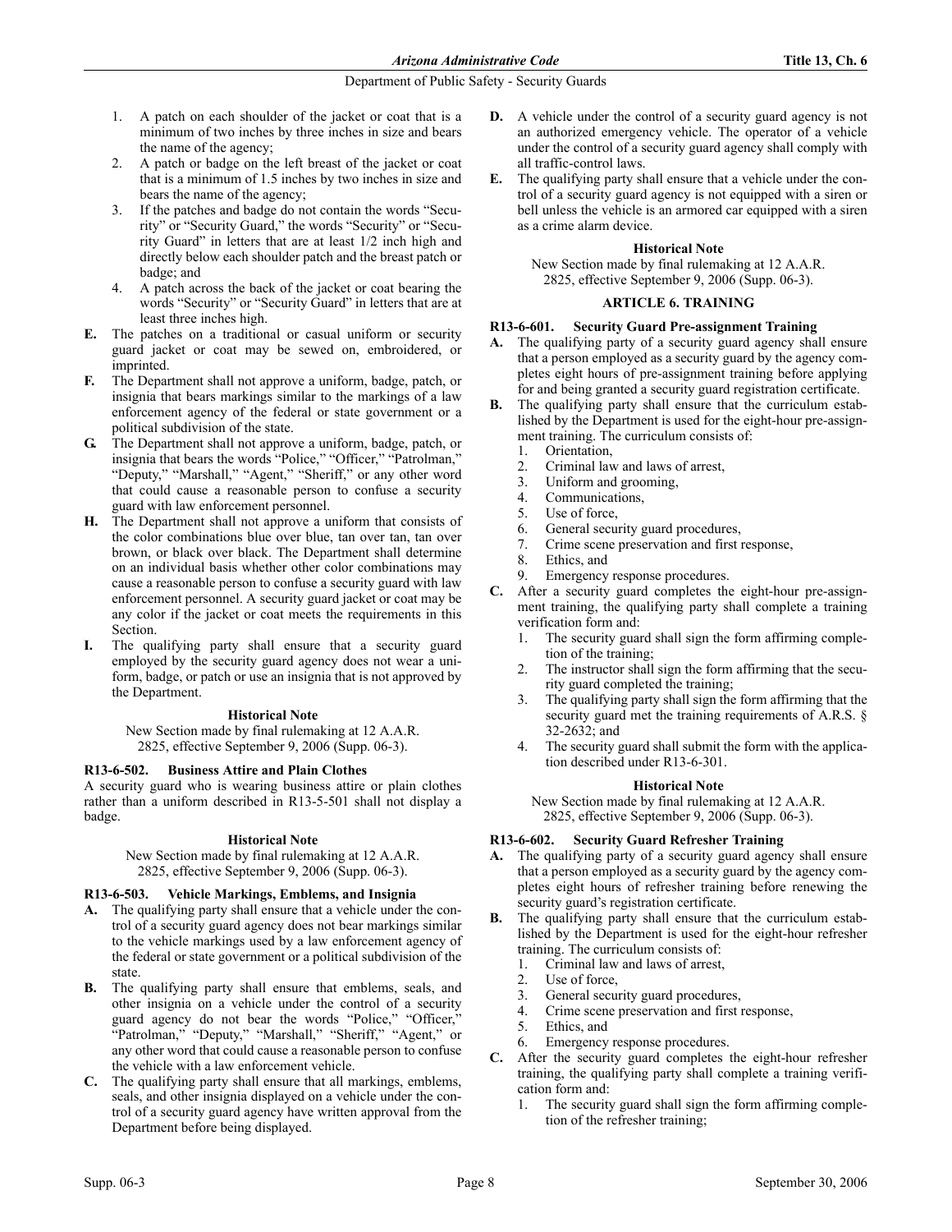1. A patch on each shoulder of the jacket or coat that is a minimum of two inches by three inches in size and bears the name of the agency;
2. A patch or badge on the left breast of the jacket or coat that is a minimum of 1.5 inches by two inches in size and bears the name of the agency;
3. If the patches and badge do not contain the words "Security" or "Security Guard," the words "Security" or "Security Guard" in letters that are at least 1/2 inch high and directly below each shoulder patch and the breast patch or badge; and
4. A patch across the back of the jacket or coat bearing the words "Security" or "Security Guard" in letters that are at least three inches high.

**E.** The patches on a traditional or casual uniform or security guard jacket or coat may be sewed on, embroidered, or imprinted.

**F.** The Department shall not approve a uniform, badge, patch, or insignia that bears markings similar to the markings of a law enforcement agency of the federal or state government or a political subdivision of the state.

**G.** The Department shall not approve a uniform, badge, patch, or insignia that bears the words "Police," "Officer," "Patrolman," "Deputy," "Marshall," "Agent," "Sheriff," or any other word that could cause a reasonable person to confuse a security guard with law enforcement personnel.

**H.** The Department shall not approve a uniform that consists of the color combinations blue over blue, tan over tan, tan over brown, or black over black. The Department shall determine on an individual basis whether other color combinations may cause a reasonable person to confuse a security guard with law enforcement personnel. A security guard jacket or coat may be any color if the jacket or coat meets the requirements in this Section.

**I.** The qualifying party shall ensure that a security guard employed by the security guard agency does not wear a uniform, badge, or patch or use an insignia that is not approved by the Department.

**Historical Note**

New Section made by final rulemaking at 12 A.A.R. 2825, effective September 9, 2006 (Supp. 06-3).

### R13-6-502. Business Attire and Plain Clothes

A security guard who is wearing business attire or plain clothes rather than a uniform described in R13-5-501 shall not display a badge.

**Historical Note**

New Section made by final rulemaking at 12 A.A.R. 2825, effective September 9, 2006 (Supp. 06-3).

### R13-6-503. Vehicle Markings, Emblems, and Insignia

**A.** The qualifying party shall ensure that a vehicle under the control of a security guard agency does not bear markings similar to the vehicle markings used by a law enforcement agency of the federal or state government or a political subdivision of the state.

**B.** The qualifying party shall ensure that emblems, seals, and other insignia on a vehicle under the control of a security guard agency do not bear the words "Police," "Officer," "Patrolman," "Deputy," "Marshall," "Sheriff," "Agent," or any other word that could cause a reasonable person to confuse the vehicle with a law enforcement vehicle.

**C.** The qualifying party shall ensure that all markings, emblems, seals, and other insignia displayed on a vehicle under the control of a security guard agency have written approval from the Department before being displayed.

**D.** A vehicle under the control of a security guard agency is not an authorized emergency vehicle. The operator of a vehicle under the control of a security guard agency shall comply with all traffic-control laws.

**E.** The qualifying party shall ensure that a vehicle under the control of a security guard agency is not equipped with a siren or bell unless the vehicle is an armored car equipped with a siren as a crime alarm device.

**Historical Note**

New Section made by final rulemaking at 12 A.A.R. 2825, effective September 9, 2006 (Supp. 06-3).

## ARTICLE 6. TRAINING

### R13-6-601. Security Guard Pre-assignment Training

**A.** The qualifying party of a security guard agency shall ensure that a person employed as a security guard by the agency completes eight hours of pre-assignment training before applying for and being granted a security guard registration certificate.

**B.** The qualifying party shall ensure that the curriculum established by the Department is used for the eight-hour pre-assignment training. The curriculum consists of:
1. Orientation,
2. Criminal law and laws of arrest,
3. Uniform and grooming,
4. Communications,
5. Use of force,
6. General security guard procedures,
7. Crime scene preservation and first response,
8. Ethics, and
9. Emergency response procedures.

**C.** After a security guard completes the eight-hour pre-assignment training, the qualifying party shall complete a training verification form and:
1. The security guard shall sign the form affirming completion of the training;
2. The instructor shall sign the form affirming that the security guard completed the training;
3. The qualifying party shall sign the form affirming that the security guard met the training requirements of A.R.S. § 32-2632; and
4. The security guard shall submit the form with the application described under R13-6-301.

**Historical Note**

New Section made by final rulemaking at 12 A.A.R. 2825, effective September 9, 2006 (Supp. 06-3).

### R13-6-602. Security Guard Refresher Training

**A.** The qualifying party of a security guard agency shall ensure that a person employed as a security guard by the agency completes eight hours of refresher training before renewing the security guard's registration certificate.

**B.** The qualifying party shall ensure that the curriculum established by the Department is used for the eight-hour refresher training. The curriculum consists of:
1. Criminal law and laws of arrest,
2. Use of force,
3. General security guard procedures,
4. Crime scene preservation and first response,
5. Ethics, and
6. Emergency response procedures.

**C.** After the security guard completes the eight-hour refresher training, the qualifying party shall complete a training verification form and:
1. The security guard shall sign the form affirming completion of the refresher training;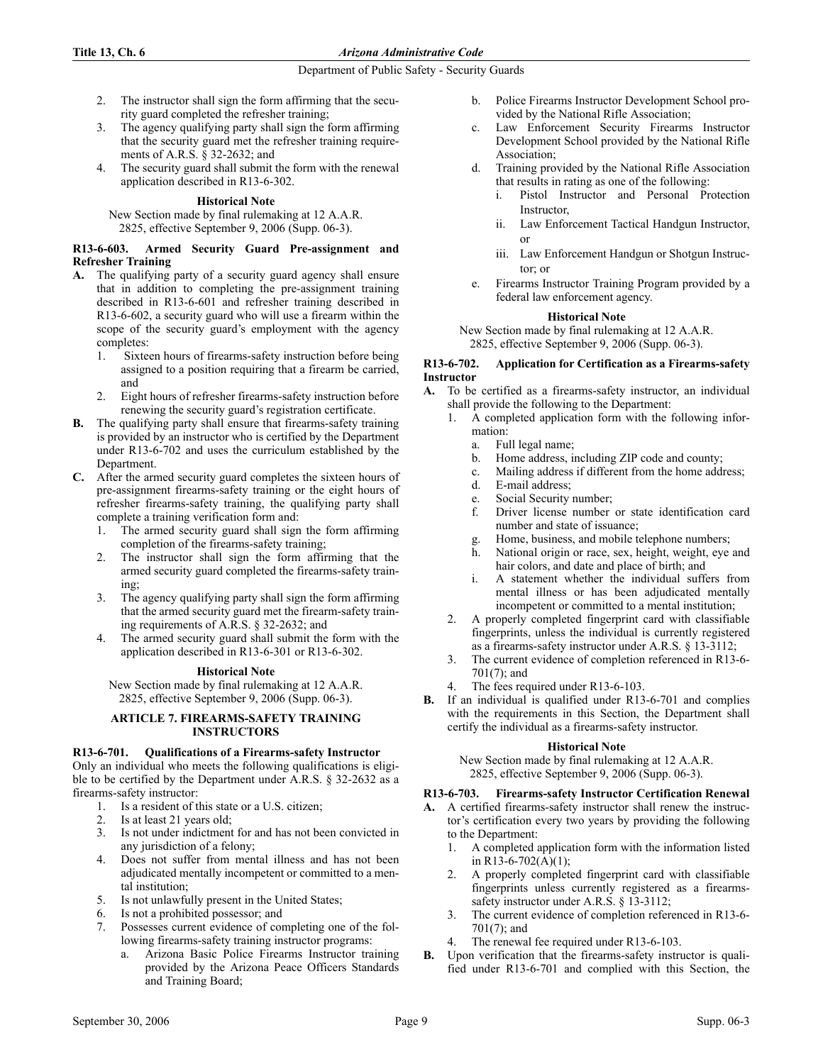2. The instructor shall sign the form affirming that the security guard completed the refresher training;
3. The agency qualifying party shall sign the form affirming that the security guard met the refresher training requirements of A.R.S. § 32-2632; and
4. The security guard shall submit the form with the renewal application described in R13-6-302.

**Historical Note**

New Section made by final rulemaking at 12 A.A.R. 2825, effective September 9, 2006 (Supp. 06-3).

**R13-6-603. Armed Security Guard Pre-assignment and Refresher Training**

**A.** The qualifying party of a security guard agency shall ensure that in addition to completing the pre-assignment training described in R13-6-601 and refresher training described in R13-6-602, a security guard who will use a firearm within the scope of the security guard's employment with the agency completes:

1. Sixteen hours of firearms-safety instruction before being assigned to a position requiring that a firearm be carried, and
2. Eight hours of refresher firearms-safety instruction before renewing the security guard's registration certificate.

**B.** The qualifying party shall ensure that firearms-safety training is provided by an instructor who is certified by the Department under R13-6-702 and uses the curriculum established by the Department.

**C.** After the armed security guard completes the sixteen hours of pre-assignment firearms-safety training or the eight hours of refresher firearms-safety training, the qualifying party shall complete a training verification form and:

1. The armed security guard shall sign the form affirming completion of the firearms-safety training;
2. The instructor shall sign the form affirming that the armed security guard completed the firearms-safety training;
3. The agency qualifying party shall sign the form affirming that the armed security guard met the firearm-safety training requirements of A.R.S. § 32-2632; and
4. The armed security guard shall submit the form with the application described in R13-6-301 or R13-6-302.

**Historical Note**

New Section made by final rulemaking at 12 A.A.R. 2825, effective September 9, 2006 (Supp. 06-3).

## ARTICLE 7. FIREARMS-SAFETY TRAINING INSTRUCTORS

**R13-6-701. Qualifications of a Firearms-safety Instructor**

Only an individual who meets the following qualifications is eligible to be certified by the Department under A.R.S. § 32-2632 as a firearms-safety instructor:

1. Is a resident of this state or a U.S. citizen;
2. Is at least 21 years old;
3. Is not under indictment for and has not been convicted in any jurisdiction of a felony;
4. Does not suffer from mental illness and has not been adjudicated mentally incompetent or committed to a mental institution;
5. Is not unlawfully present in the United States;
6. Is not a prohibited possessor; and
7. Possesses current evidence of completing one of the following firearms-safety training instructor programs:
   a. Arizona Basic Police Firearms Instructor training provided by the Arizona Peace Officers Standards and Training Board;
   b. Police Firearms Instructor Development School provided by the National Rifle Association;
   c. Law Enforcement Security Firearms Instructor Development School provided by the National Rifle Association;
   d. Training provided by the National Rifle Association that results in rating as one of the following:
      i. Pistol Instructor and Personal Protection Instructor,
      ii. Law Enforcement Tactical Handgun Instructor, or
      iii. Law Enforcement Handgun or Shotgun Instructor; or
   e. Firearms Instructor Training Program provided by a federal law enforcement agency.

**Historical Note**

New Section made by final rulemaking at 12 A.A.R. 2825, effective September 9, 2006 (Supp. 06-3).

**R13-6-702. Application for Certification as a Firearms-safety Instructor**

**A.** To be certified as a firearms-safety instructor, an individual shall provide the following to the Department:

1. A completed application form with the following information:
   a. Full legal name;
   b. Home address, including ZIP code and county;
   c. Mailing address if different from the home address;
   d. E-mail address;
   e. Social Security number;
   f. Driver license number or state identification card number and state of issuance;
   g. Home, business, and mobile telephone numbers;
   h. National origin or race, sex, height, weight, eye and hair colors, and date and place of birth; and
   i. A statement whether the individual suffers from mental illness or has been adjudicated mentally incompetent or committed to a mental institution;
2. A properly completed fingerprint card with classifiable fingerprints, unless the individual is currently registered as a firearms-safety instructor under A.R.S. § 13-3112;
3. The current evidence of completion referenced in R13-6-701(7); and
4. The fees required under R13-6-103.

**B.** If an individual is qualified under R13-6-701 and complies with the requirements in this Section, the Department shall certify the individual as a firearms-safety instructor.

**Historical Note**

New Section made by final rulemaking at 12 A.A.R. 2825, effective September 9, 2006 (Supp. 06-3).

**R13-6-703. Firearms-safety Instructor Certification Renewal**

**A.** A certified firearms-safety instructor shall renew the instructor's certification every two years by providing the following to the Department:

1. A completed application form with the information listed in R13-6-702(A)(1);
2. A properly completed fingerprint card with classifiable fingerprints unless currently registered as a firearms-safety instructor under A.R.S. § 13-3112;
3. The current evidence of completion referenced in R13-6-701(7); and
4. The renewal fee required under R13-6-103.

**B.** Upon verification that the firearms-safety instructor is qualified under R13-6-701 and complied with this Section, the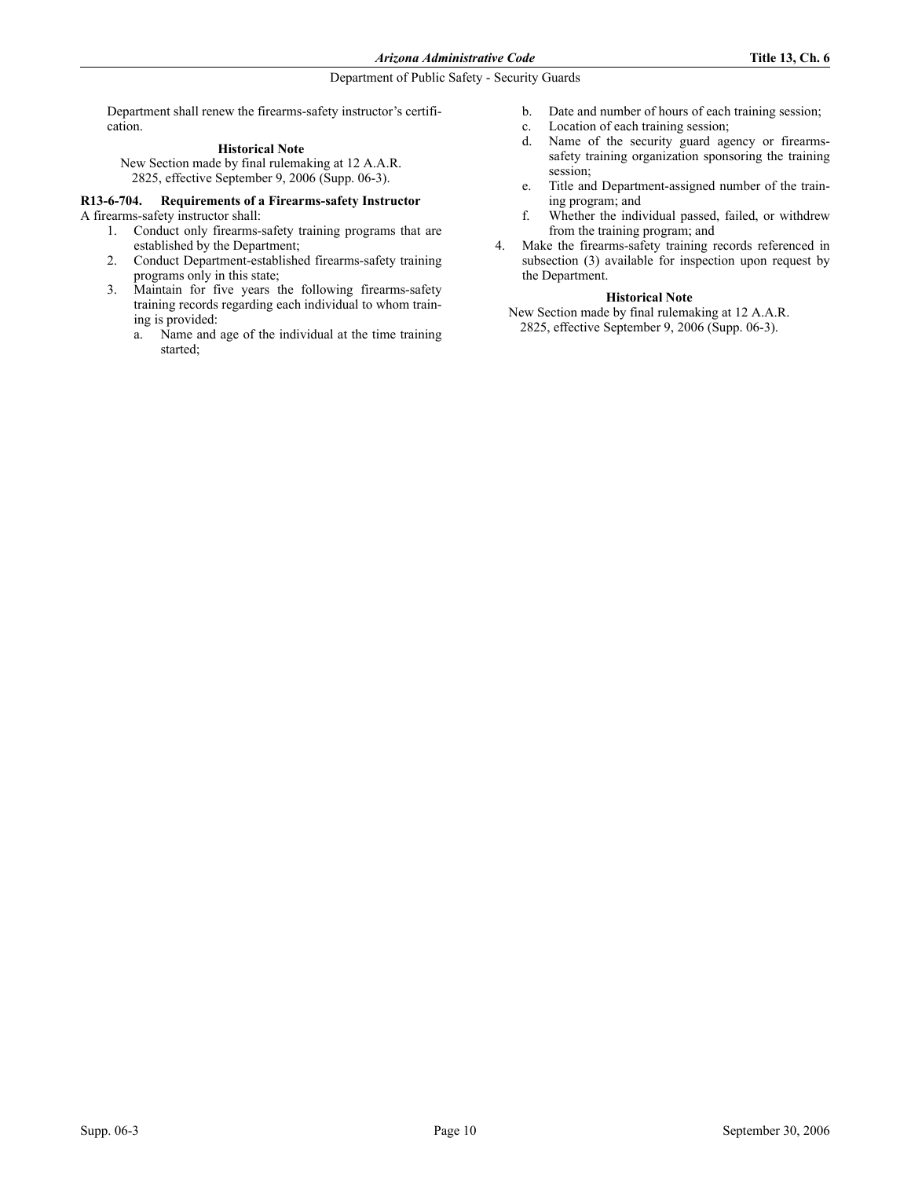Department shall renew the firearms-safety instructor's certification.

**Historical Note**

New Section made by final rulemaking at 12 A.A.R. 2825, effective September 9, 2006 (Supp. 06-3).

**R13-6-704. Requirements of a Firearms-safety Instructor**

A firearms-safety instructor shall:

1. Conduct only firearms-safety training programs that are established by the Department;
2. Conduct Department-established firearms-safety training programs only in this state;
3. Maintain for five years the following firearms-safety training records regarding each individual to whom training is provided:
   a. Name and age of the individual at the time training started;
   b. Date and number of hours of each training session;
   c. Location of each training session;
   d. Name of the security guard agency or firearms-safety training organization sponsoring the training session;
   e. Title and Department-assigned number of the training program; and
   f. Whether the individual passed, failed, or withdrew from the training program; and
4. Make the firearms-safety training records referenced in subsection (3) available for inspection upon request by the Department.

**Historical Note**

New Section made by final rulemaking at 12 A.A.R. 2825, effective September 9, 2006 (Supp. 06-3).